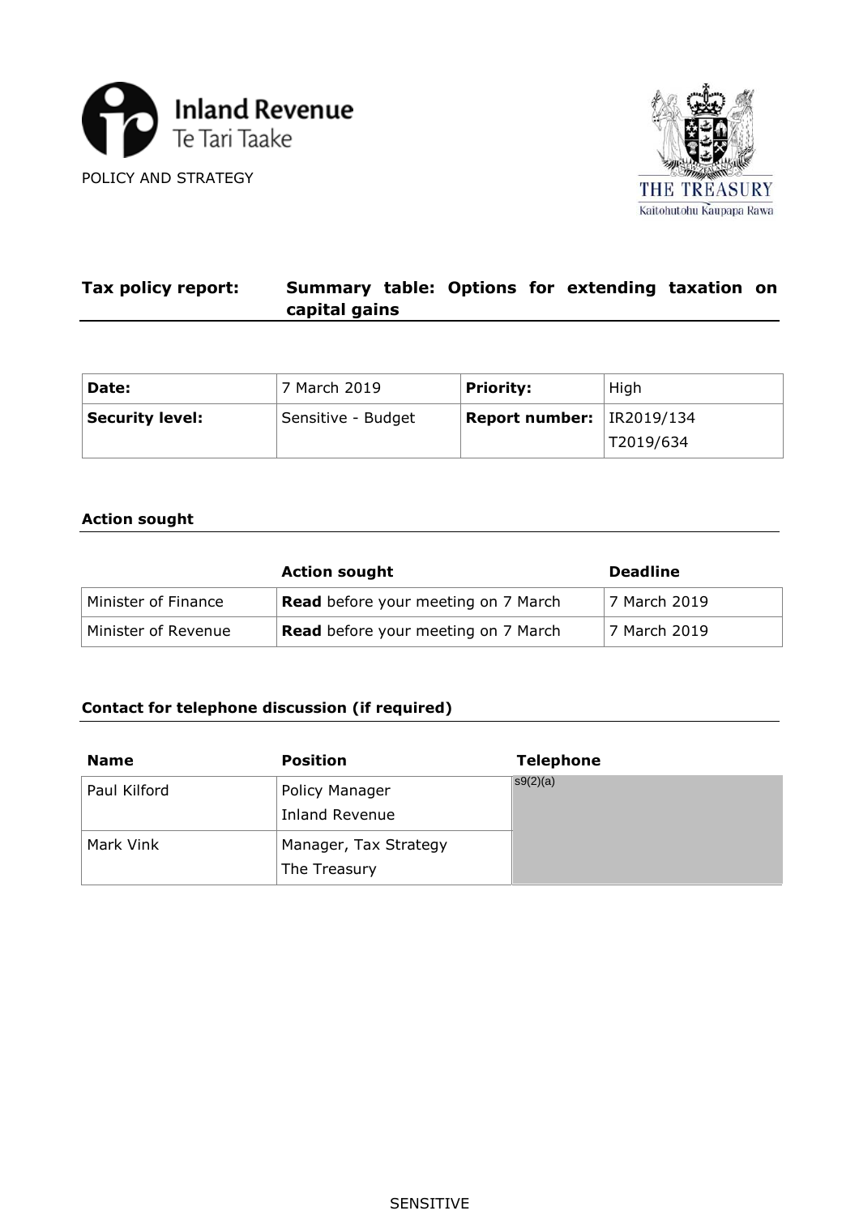Inland Revenue
Te Tari Taake

POLICY AND STRATEGY

THE TREASURY
Kaitohutohu Kaupapa Rawa

**Tax policy report:** **Summary table: Options for extending taxation on capital gains**

| **Date:** | 7 March 2019 | **Priority:** | High |
|---|---|---|---|
| **Security level:** | Sensitive - Budget | **Report number:** | IR2019/134<br>T2019/634 |

### Action sought

| | **Action sought** | **Deadline** |
|---|---|---|
| Minister of Finance | **Read** before your meeting on 7 March | 7 March 2019 |
| Minister of Revenue | **Read** before your meeting on 7 March | 7 March 2019 |

### Contact for telephone discussion (if required)

| **Name** | **Position** | **Telephone** |
|---|---|---|
| Paul Kilford | Policy Manager<br>Inland Revenue | s9(2)(a) |
| Mark Vink | Manager, Tax Strategy<br>The Treasury | |

SENSITIVE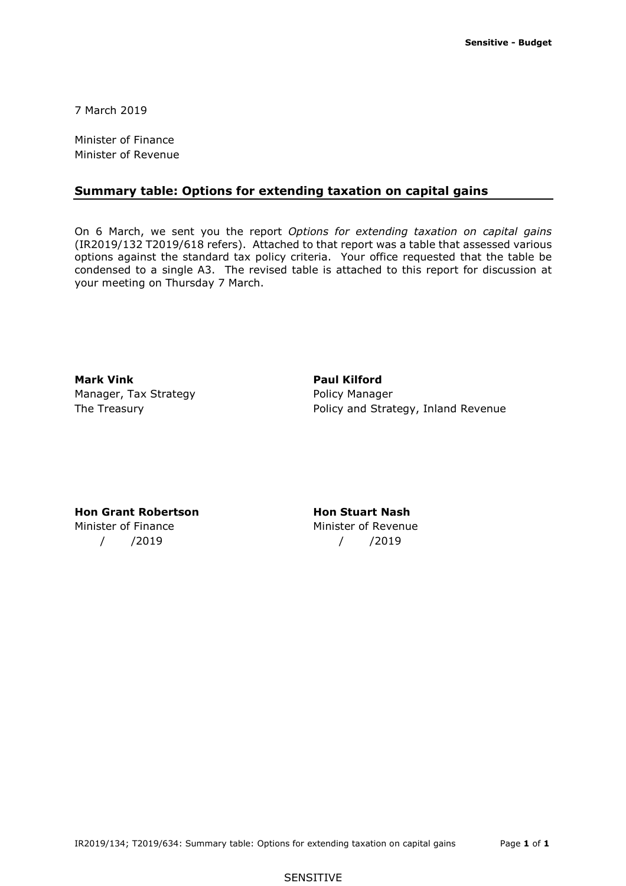7 March 2019

Minister of Finance
Minister of Revenue

## Summary table: Options for extending taxation on capital gains

On 6 March, we sent you the report *Options for extending taxation on capital gains* (IR2019/132 T2019/618 refers). Attached to that report was a table that assessed various options against the standard tax policy criteria. Your office requested that the table be condensed to a single A3. The revised table is attached to this report for discussion at your meeting on Thursday 7 March.

**Mark Vink**
Manager, Tax Strategy
The Treasury

**Paul Kilford**
Policy Manager
Policy and Strategy, Inland Revenue

**Hon Grant Robertson**
Minister of Finance
/ /2019

**Hon Stuart Nash**
Minister of Revenue
/ /2019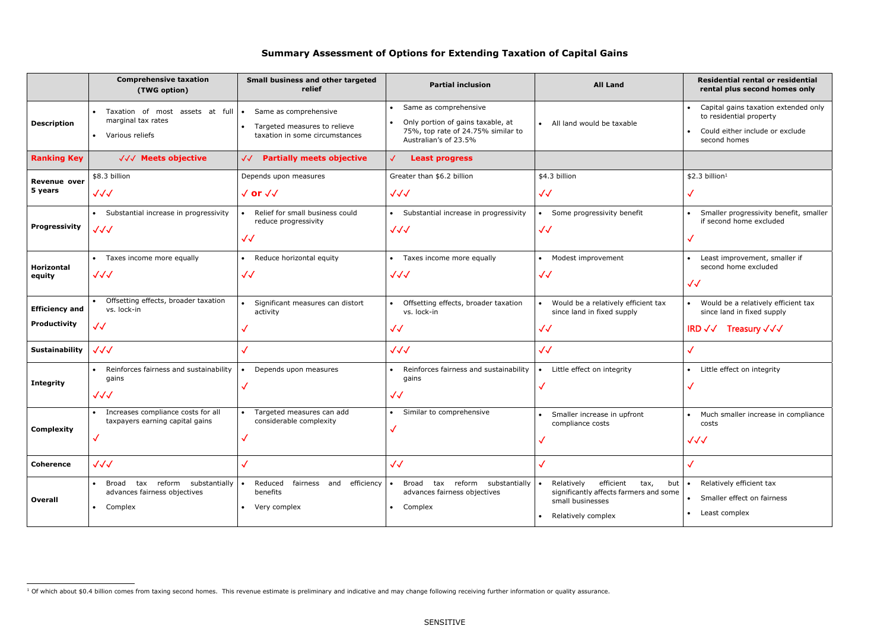## Summary Assessment of Options for Extending Taxation of Capital Gains

| | Comprehensive taxation (TWG option) | Small business and other targeted relief | Partial inclusion | All Land | Residential rental or residential rental plus second homes only |
|---|---|---|---|---|---|
| **Description** | • Taxation of most assets at full marginal tax rates<br>• Various reliefs | • Same as comprehensive<br>• Targeted measures to relieve taxation in some circumstances | • Same as comprehensive<br>• Only portion of gains taxable, at 75%, top rate of 24.75% similar to Australian's of 23.5% | • All land would be taxable | • Capital gains taxation extended only to residential property<br>• Could either include or exclude second homes |
| **Ranking Key** | ✓✓✓ **Meets objective** | ✓✓ **Partially meets objective** | ✓ **Least progress** | | |
| **Revenue over 5 years** | $8.3 billion<br>✓✓✓ | Depends upon measures<br>✓ or ✓✓ | Greater than $6.2 billion<br>✓✓✓ | $4.3 billion<br>✓✓ | $2.3 billion[1]<br>✓ |
| **Progressivity** | • Substantial increase in progressivity<br>✓✓✓ | • Relief for small business could reduce progressivity<br>✓✓ | • Substantial increase in progressivity<br>✓✓✓ | • Some progressivity benefit<br>✓✓ | • Smaller progressivity benefit, smaller if second home excluded<br>✓ |
| **Horizontal equity** | • Taxes income more equally<br>✓✓✓ | • Reduce horizontal equity<br>✓✓ | • Taxes income more equally<br>✓✓✓ | • Modest improvement<br>✓✓ | • Least improvement, smaller if second home excluded<br>✓✓ |
| **Efficiency and Productivity** | • Offsetting effects, broader taxation vs. lock-in<br>✓✓ | • Significant measures can distort activity<br>✓ | • Offsetting effects, broader taxation vs. lock-in<br>✓✓ | • Would be a relatively efficient tax since land in fixed supply<br>✓✓ | • Would be a relatively efficient tax since land in fixed supply<br>IRD ✓✓ Treasury ✓✓✓ |
| **Sustainability** | ✓✓✓ | ✓ | ✓✓✓ | ✓✓ | ✓ |
| **Integrity** | • Reinforces fairness and sustainability gains<br>✓✓✓ | • Depends upon measures<br>✓ | • Reinforces fairness and sustainability gains<br>✓✓ | • Little effect on integrity<br>✓ | • Little effect on integrity<br>✓ |
| **Complexity** | • Increases compliance costs for all taxpayers earning capital gains<br>✓ | • Targeted measures can add considerable complexity<br>✓ | • Similar to comprehensive<br>✓ | • Smaller increase in upfront compliance costs<br>✓ | • Much smaller increase in compliance costs<br>✓✓✓ |
| **Coherence** | ✓✓✓ | ✓ | ✓✓ | ✓ | ✓ |
| **Overall** | • Broad tax reform substantially advances fairness objectives<br>• Complex | • Reduced fairness and efficiency benefits<br>• Very complex | • Broad tax reform substantially advances fairness objectives<br>• Complex | • Relatively efficient tax, but significantly affects farmers and some small businesses<br>• Relatively complex | • Relatively efficient tax<br>• Smaller effect on fairness<br>• Least complex |

[1] Of which about $0.4 billion comes from taxing second homes. This revenue estimate is preliminary and indicative and may change following receiving further information or quality assurance.

SENSITIVE